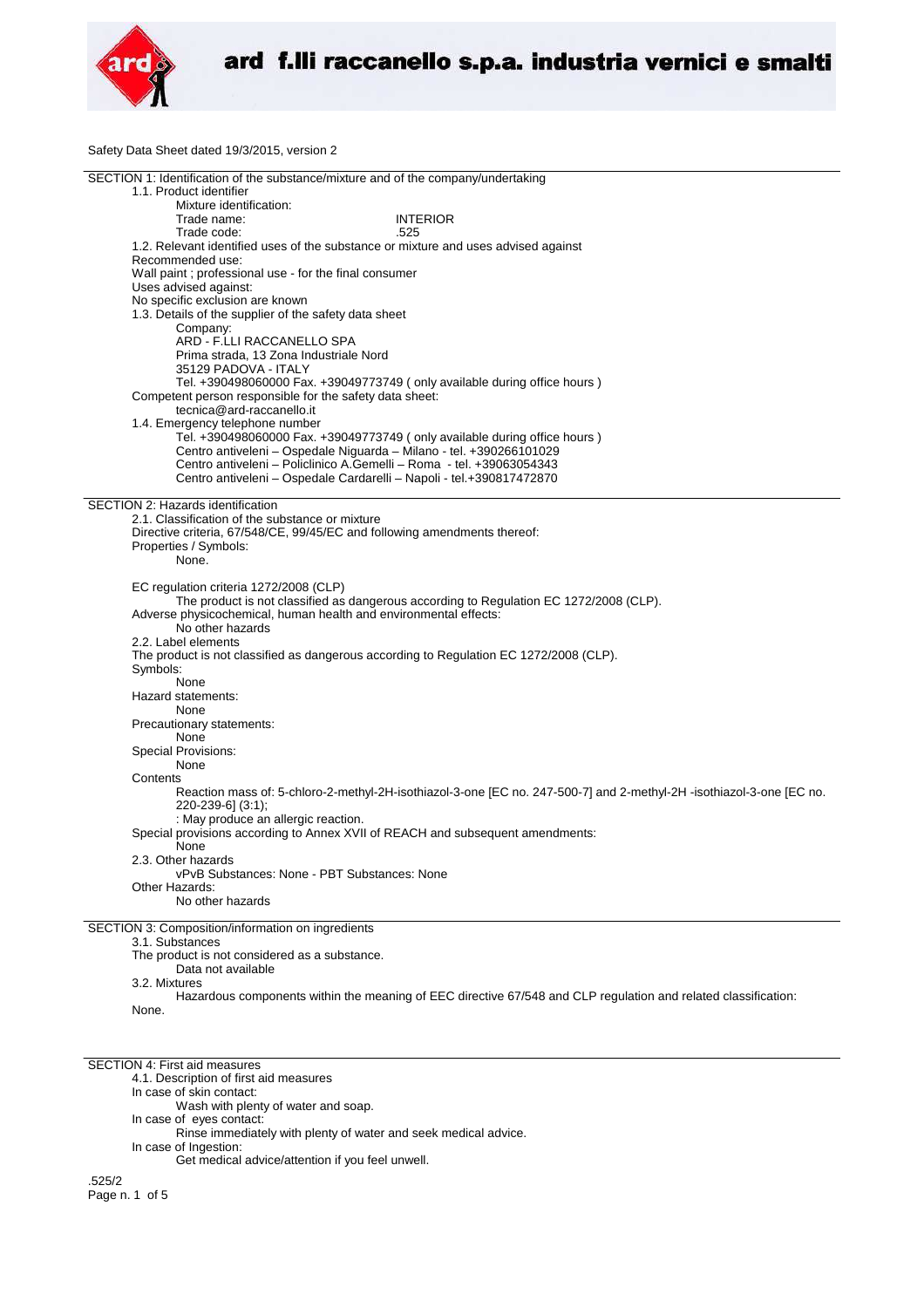Safety Data Sheet dated 19/3/2015, version 2

## SECTION 1: Identification of the substance/mixture and of the company/undertaking

1.1. Product identifier

Mixture identification:

Trade name: INTERIOR

Trade code: .525

1.2. Relevant identified uses of the substance or mixture and uses advised against

Recommended use:

Wall paint ; professional use - for the final consumer

Uses advised against:

No specific exclusion are known

1.3. Details of the supplier of the safety data sheet

Company:

ARD - F.LLI RACCANELLO SPA
Prima strada, 13 Zona Industriale Nord
35129 PADOVA - ITALY
Tel. +390498060000 Fax. +39049773749 ( only available during office hours )

Competent person responsible for the safety data sheet:

tecnica@ard-raccanello.it

1.4. Emergency telephone number

Tel. +390498060000 Fax. +39049773749 ( only available during office hours )
Centro antiveleni – Ospedale Niguarda – Milano - tel. +390266101029
Centro antiveleni – Policlinico A.Gemelli – Roma - tel. +39063054343
Centro antiveleni – Ospedale Cardarelli – Napoli - tel.+390817472870

## SECTION 2: Hazards identification

2.1. Classification of the substance or mixture

Directive criteria, 67/548/CE, 99/45/EC and following amendments thereof:

Properties / Symbols:

None.

EC regulation criteria 1272/2008 (CLP)

The product is not classified as dangerous according to Regulation EC 1272/2008 (CLP).

Adverse physicochemical, human health and environmental effects:

No other hazards

2.2. Label elements

The product is not classified as dangerous according to Regulation EC 1272/2008 (CLP).

Symbols:

None

Hazard statements:

None

Precautionary statements:

None

Special Provisions:

None

Contents

Reaction mass of: 5-chloro-2-methyl-2H-isothiazol-3-one [EC no. 247-500-7] and 2-methyl-2H -isothiazol-3-one [EC no. 220-239-6] (3:1);

: May produce an allergic reaction.

Special provisions according to Annex XVII of REACH and subsequent amendments:

None

2.3. Other hazards

vPvB Substances: None - PBT Substances: None

Other Hazards:

No other hazards

## SECTION 3: Composition/information on ingredients

3.1. Substances

The product is not considered as a substance.

Data not available

3.2. Mixtures

Hazardous components within the meaning of EEC directive 67/548 and CLP regulation and related classification:

None.

## SECTION 4: First aid measures

4.1. Description of first aid measures

In case of skin contact:

Wash with plenty of water and soap.

In case of eyes contact:

Rinse immediately with plenty of water and seek medical advice.

In case of Ingestion:

Get medical advice/attention if you feel unwell.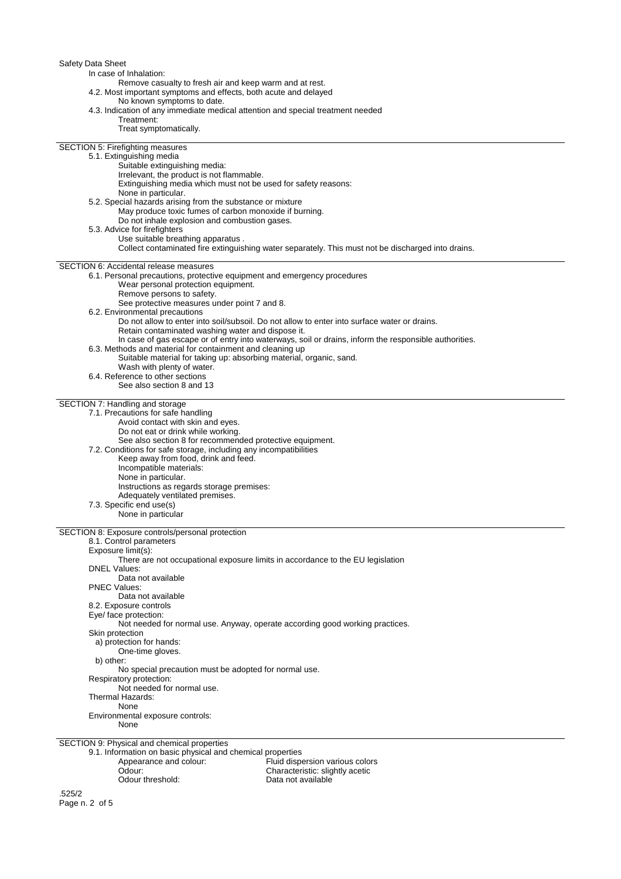In case of Inhalation:

Remove casualty to fresh air and keep warm and at rest.

4.2. Most important symptoms and effects, both acute and delayed

No known symptoms to date.

4.3. Indication of any immediate medical attention and special treatment needed

Treatment:

Treat symptomatically.

## SECTION 5: Firefighting measures

5.1. Extinguishing media

Suitable extinguishing media:

Irrelevant, the product is not flammable.

Extinguishing media which must not be used for safety reasons:

None in particular.

5.2. Special hazards arising from the substance or mixture

May produce toxic fumes of carbon monoxide if burning.

Do not inhale explosion and combustion gases.

5.3. Advice for firefighters

Use suitable breathing apparatus .

Collect contaminated fire extinguishing water separately. This must not be discharged into drains.

## SECTION 6: Accidental release measures

6.1. Personal precautions, protective equipment and emergency procedures

Wear personal protection equipment.

Remove persons to safety.

See protective measures under point 7 and 8.

6.2. Environmental precautions

Do not allow to enter into soil/subsoil. Do not allow to enter into surface water or drains.

Retain contaminated washing water and dispose it.

In case of gas escape or of entry into waterways, soil or drains, inform the responsible authorities.

6.3. Methods and material for containment and cleaning up

Suitable material for taking up: absorbing material, organic, sand.

Wash with plenty of water.

6.4. Reference to other sections

See also section 8 and 13

## SECTION 7: Handling and storage

7.1. Precautions for safe handling

Avoid contact with skin and eyes.

Do not eat or drink while working.

See also section 8 for recommended protective equipment.

7.2. Conditions for safe storage, including any incompatibilities

Keep away from food, drink and feed.

Incompatible materials:

None in particular.

Instructions as regards storage premises:

Adequately ventilated premises.

7.3. Specific end use(s)

None in particular

## SECTION 8: Exposure controls/personal protection

8.1. Control parameters

Exposure limit(s):

There are not occupational exposure limits in accordance to the EU legislation

DNEL Values:

Data not available

PNEC Values:

Data not available

8.2. Exposure controls

Eye/ face protection:

Not needed for normal use. Anyway, operate according good working practices.

Skin protection

a) protection for hands:

One-time gloves.

b) other:

No special precaution must be adopted for normal use.

Respiratory protection:

Not needed for normal use.

Thermal Hazards:

None

Environmental exposure controls:

None

## SECTION 9: Physical and chemical properties

9.1. Information on basic physical and chemical properties

| | |
|---|---|
| Appearance and colour: | Fluid dispersion various colors |
| Odour: | Characteristic: slightly acetic |
| Odour threshold: | Data not available |

.525/2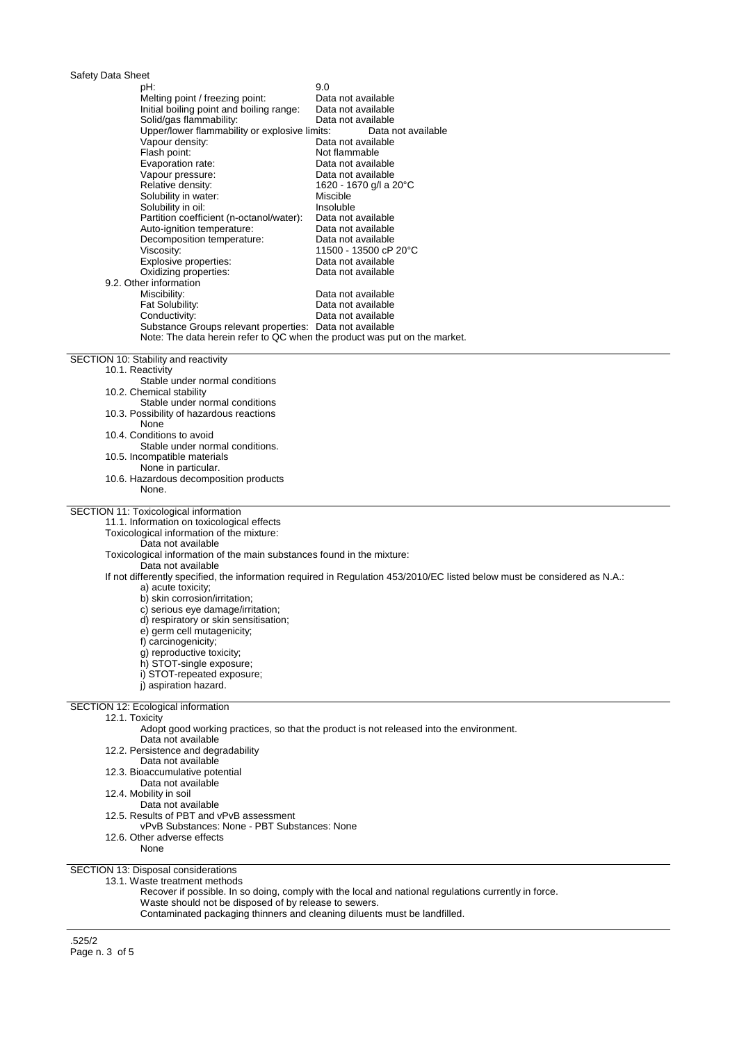| Property | Value |
| --- | --- |
| pH: | 9.0 |
| Melting point / freezing point: | Data not available |
| Initial boiling point and boiling range: | Data not available |
| Solid/gas flammability: | Data not available |
| Upper/lower flammability or explosive limits: | Data not available |
| Vapour density: | Data not available |
| Flash point: | Not flammable |
| Evaporation rate: | Data not available |
| Vapour pressure: | Data not available |
| Relative density: | 1620 - 1670 g/l a 20°C |
| Solubility in water: | Miscible |
| Solubility in oil: | Insoluble |
| Partition coefficient (n-octanol/water): | Data not available |
| Auto-ignition temperature: | Data not available |
| Decomposition temperature: | Data not available |
| Viscosity: | 11500 - 13500 cP 20°C |
| Explosive properties: | Data not available |
| Oxidizing properties: | Data not available |

9.2. Other information

| Property | Value |
| --- | --- |
| Miscibility: | Data not available |
| Fat Solubility: | Data not available |
| Conductivity: | Data not available |
| Substance Groups relevant properties: | Data not available |

Note: The data herein refer to QC when the product was put on the market.

## SECTION 10: Stability and reactivity

10.1. Reactivity

Stable under normal conditions

10.2. Chemical stability

Stable under normal conditions

10.3. Possibility of hazardous reactions

None

10.4. Conditions to avoid

Stable under normal conditions.

10.5. Incompatible materials

None in particular.

10.6. Hazardous decomposition products

None.

## SECTION 11: Toxicological information

11.1. Information on toxicological effects

Toxicological information of the mixture:

Data not available

Toxicological information of the main substances found in the mixture:

Data not available

If not differently specified, the information required in Regulation 453/2010/EC listed below must be considered as N.A.:

a) acute toxicity;
b) skin corrosion/irritation;
c) serious eye damage/irritation;
d) respiratory or skin sensitisation;
e) germ cell mutagenicity;
f) carcinogenicity;
g) reproductive toxicity;
h) STOT-single exposure;
i) STOT-repeated exposure;
j) aspiration hazard.

## SECTION 12: Ecological information

12.1. Toxicity

Adopt good working practices, so that the product is not released into the environment.
Data not available

12.2. Persistence and degradability

Data not available

12.3. Bioaccumulative potential

Data not available

12.4. Mobility in soil

Data not available

12.5. Results of PBT and vPvB assessment

vPvB Substances: None - PBT Substances: None

12.6. Other adverse effects

None

## SECTION 13: Disposal considerations

13.1. Waste treatment methods

Recover if possible. In so doing, comply with the local and national regulations currently in force.
Waste should not be disposed of by release to sewers.
Contaminated packaging thinners and cleaning diluents must be landfilled.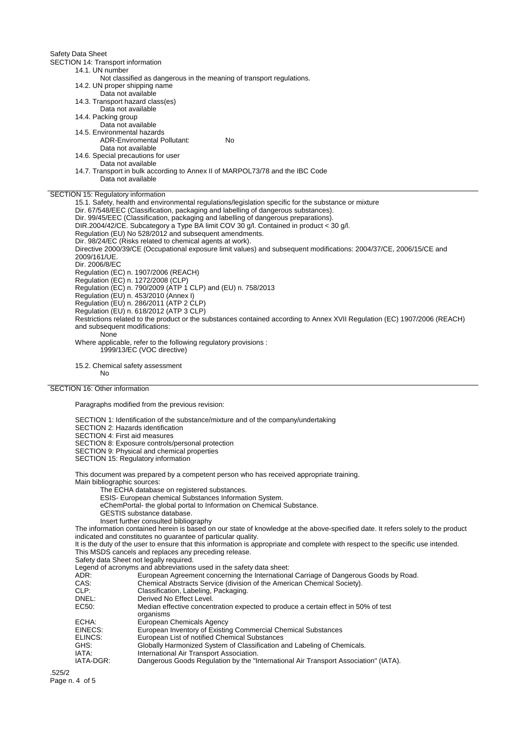Safety Data Sheet

## SECTION 14: Transport information

14.1. UN number

Not classified as dangerous in the meaning of transport regulations.

14.2. UN proper shipping name

Data not available

14.3. Transport hazard class(es)

Data not available

14.4. Packing group

Data not available

14.5. Environmental hazards

ADR-Enviromental Pollutant: No

Data not available

14.6. Special precautions for user

Data not available

14.7. Transport in bulk according to Annex II of MARPOL73/78 and the IBC Code

Data not available

## SECTION 15: Regulatory information

15.1. Safety, health and environmental regulations/legislation specific for the substance or mixture

Dir. 67/548/EEC (Classification, packaging and labelling of dangerous substances).
Dir. 99/45/EEC (Classification, packaging and labelling of dangerous preparations).
DIR.2004/42/CE. Subcategory a Type BA limit COV 30 g/l. Contained in product < 30 g/l.
Regulation (EU) No 528/2012 and subsequent amendments.
Dir. 98/24/EC (Risks related to chemical agents at work).
Directive 2000/39/CE (Occupational exposure limit values) and subsequent modifications: 2004/37/CE, 2006/15/CE and 2009/161/UE.
Dir. 2006/8/EC
Regulation (EC) n. 1907/2006 (REACH)
Regulation (EC) n. 1272/2008 (CLP)
Regulation (EC) n. 790/2009 (ATP 1 CLP) and (EU) n. 758/2013
Regulation (EU) n. 453/2010 (Annex I)
Regulation (EU) n. 286/2011 (ATP 2 CLP)
Regulation (EU) n. 618/2012 (ATP 3 CLP)
Restrictions related to the product or the substances contained according to Annex XVII Regulation (EC) 1907/2006 (REACH) and subsequent modifications:

None

Where applicable, refer to the following regulatory provisions :

1999/13/EC (VOC directive)

15.2. Chemical safety assessment

No

## SECTION 16: Other information

Paragraphs modified from the previous revision:

SECTION 1: Identification of the substance/mixture and of the company/undertaking
SECTION 2: Hazards identification
SECTION 4: First aid measures
SECTION 8: Exposure controls/personal protection
SECTION 9: Physical and chemical properties
SECTION 15: Regulatory information

This document was prepared by a competent person who has received appropriate training.
Main bibliographic sources:

The ECHA database on registered substances.
ESIS- European chemical Substances Information System.
eChemPortal- the global portal to Information on Chemical Substance.
GESTIS substance database.
Insert further consulted bibliography

The information contained herein is based on our state of knowledge at the above-specified date. It refers solely to the product indicated and constitutes no guarantee of particular quality.
It is the duty of the user to ensure that this information is appropriate and complete with respect to the specific use intended.
This MSDS cancels and replaces any preceding release.
Safety data Sheet not legally required.
Legend of acronyms and abbreviations used in the safety data sheet:

| | |
|---|---|
| ADR: | European Agreement concerning the International Carriage of Dangerous Goods by Road. |
| CAS: | Chemical Abstracts Service (division of the American Chemical Society). |
| CLP: | Classification, Labeling, Packaging. |
| DNEL: | Derived No Effect Level. |
| EC50: | Median effective concentration expected to produce a certain effect in 50% of test organisms |
| ECHA: | European Chemicals Agency |
| EINECS: | European Inventory of Existing Commercial Chemical Substances |
| ELINCS: | European List of notified Chemical Substances |
| GHS: | Globally Harmonized System of Classification and Labeling of Chemicals. |
| IATA: | International Air Transport Association. |
| IATA-DGR: | Dangerous Goods Regulation by the "International Air Transport Association" (IATA). |

.525/2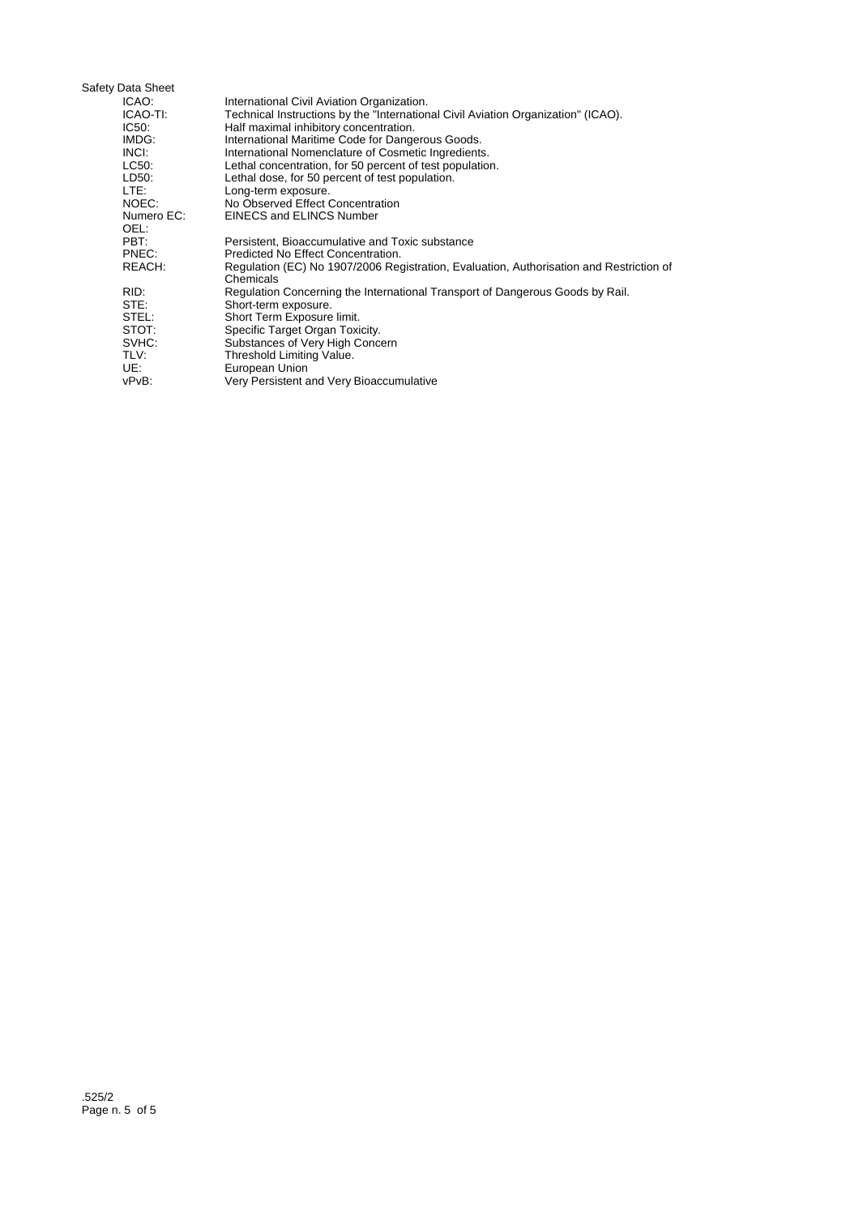| | |
|---|---|
| ICAO: | International Civil Aviation Organization. |
| ICAO-TI: | Technical Instructions by the "International Civil Aviation Organization" (ICAO). |
| IC50: | Half maximal inhibitory concentration. |
| IMDG: | International Maritime Code for Dangerous Goods. |
| INCI: | International Nomenclature of Cosmetic Ingredients. |
| LC50: | Lethal concentration, for 50 percent of test population. |
| LD50: | Lethal dose, for 50 percent of test population. |
| LTE: | Long-term exposure. |
| NOEC: | No Observed Effect Concentration |
| Numero EC: | EINECS and ELINCS Number |
| OEL: | |
| PBT: | Persistent, Bioaccumulative and Toxic substance |
| PNEC: | Predicted No Effect Concentration. |
| REACH: | Regulation (EC) No 1907/2006 Registration, Evaluation, Authorisation and Restriction of Chemicals |
| RID: | Regulation Concerning the International Transport of Dangerous Goods by Rail. |
| STE: | Short-term exposure. |
| STEL: | Short Term Exposure limit. |
| STOT: | Specific Target Organ Toxicity. |
| SVHC: | Substances of Very High Concern |
| TLV: | Threshold Limiting Value. |
| UE: | European Union |
| vPvB: | Very Persistent and Very Bioaccumulative |

.525/2